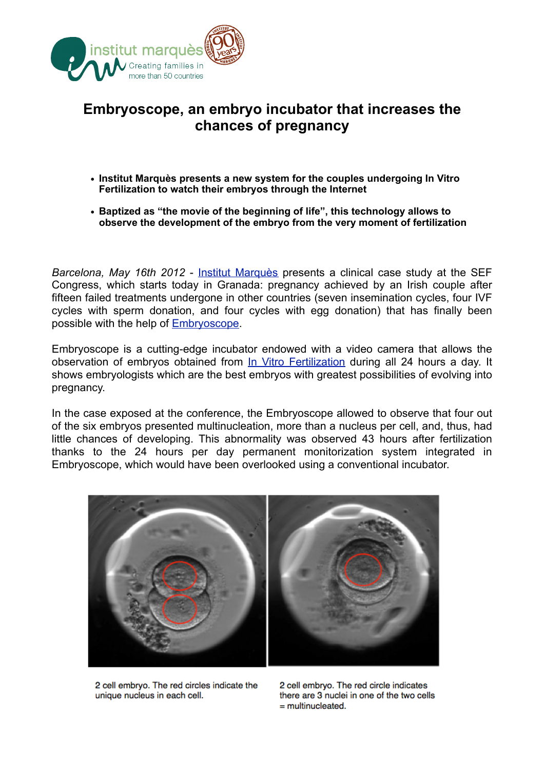# Embryoscope, an embryo incubator that increases the chances of pregnancy

- **Institut Marquès presents a new system for the couples undergoing In Vitro Fertilization to watch their embryos through the Internet**
- **Baptized as "the movie of the beginning of life", this technology allows to observe the development of the embryo from the very moment of fertilization**

*Barcelona, May 16th 2012* - Institut Marquès presents a clinical case study at the SEF Congress, which starts today in Granada: pregnancy achieved by an Irish couple after fifteen failed treatments undergone in other countries (seven insemination cycles, four IVF cycles with sperm donation, and four cycles with egg donation) that has finally been possible with the help of Embryoscope.

Embryoscope is a cutting-edge incubator endowed with a video camera that allows the observation of embryos obtained from In Vitro Fertilization during all 24 hours a day. It shows embryologists which are the best embryos with greatest possibilities of evolving into pregnancy.

In the case exposed at the conference, the Embryoscope allowed to observe that four out of the six embryos presented multinucleation, more than a nucleus per cell, and, thus, had little chances of developing. This abnormality was observed 43 hours after fertilization thanks to the 24 hours per day permanent monitorization system integrated in Embryoscope, which would have been overlooked using a conventional incubator.

2 cell embryo. The red circles indicate the unique nucleus in each cell.

2 cell embryo. The red circle indicates there are 3 nuclei in one of the two cells = multinucleated.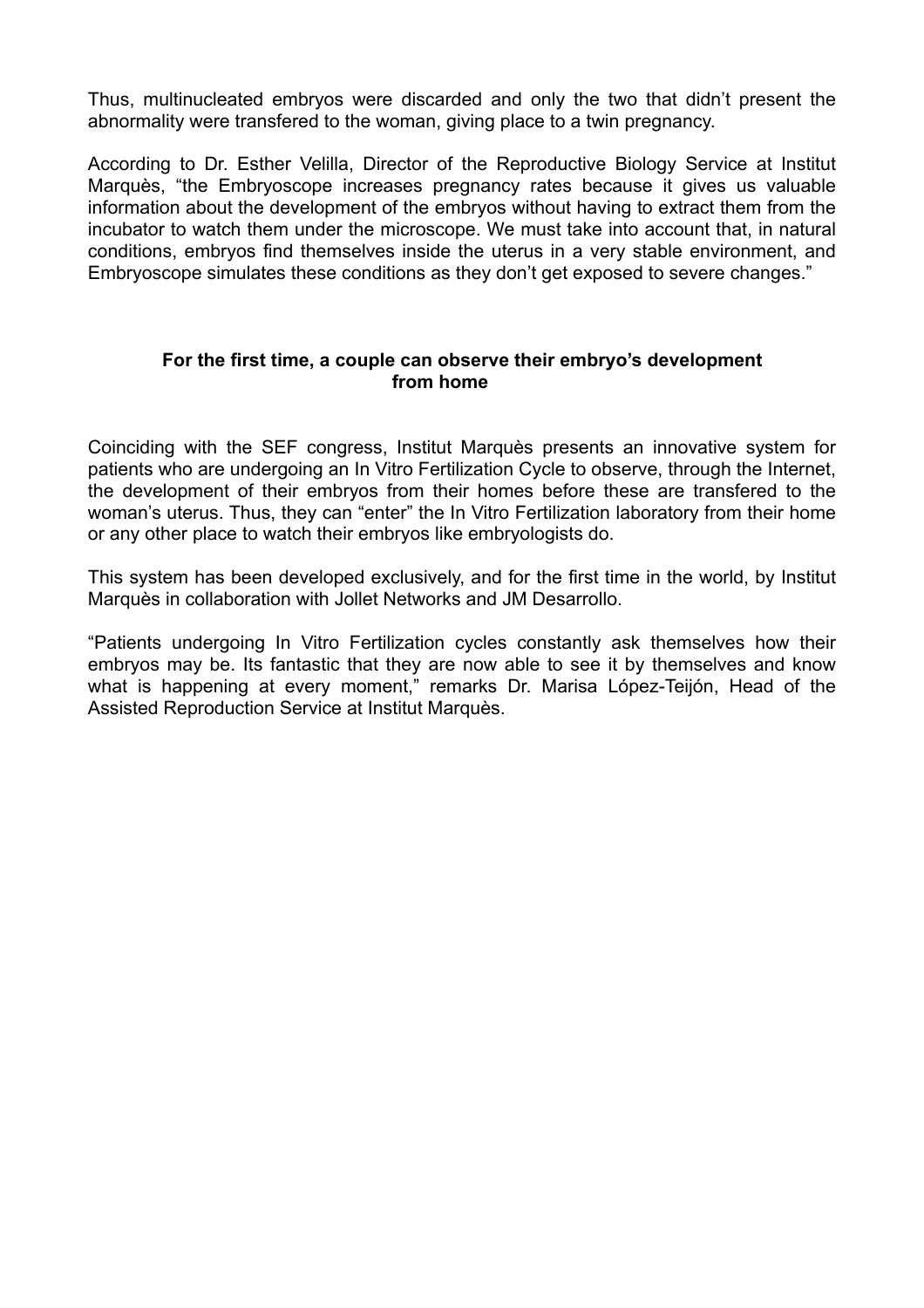Thus, multinucleated embryos were discarded and only the two that didn't present the abnormality were transfered to the woman, giving place to a twin pregnancy.

According to Dr. Esther Velilla, Director of the Reproductive Biology Service at Institut Marquès, "the Embryoscope increases pregnancy rates because it gives us valuable information about the development of the embryos without having to extract them from the incubator to watch them under the microscope. We must take into account that, in natural conditions, embryos find themselves inside the uterus in a very stable environment, and Embryoscope simulates these conditions as they don't get exposed to severe changes."

**For the first time, a couple can observe their embryo's development from home**

Coinciding with the SEF congress, Institut Marquès presents an innovative system for patients who are undergoing an In Vitro Fertilization Cycle to observe, through the Internet, the development of their embryos from their homes before these are transfered to the woman's uterus. Thus, they can "enter" the In Vitro Fertilization laboratory from their home or any other place to watch their embryos like embryologists do.

This system has been developed exclusively, and for the first time in the world, by Institut Marquès in collaboration with Jollet Networks and JM Desarrollo.

"Patients undergoing In Vitro Fertilization cycles constantly ask themselves how their embryos may be. Its fantastic that they are now able to see it by themselves and know what is happening at every moment," remarks Dr. Marisa López-Teijón, Head of the Assisted Reproduction Service at Institut Marquès.